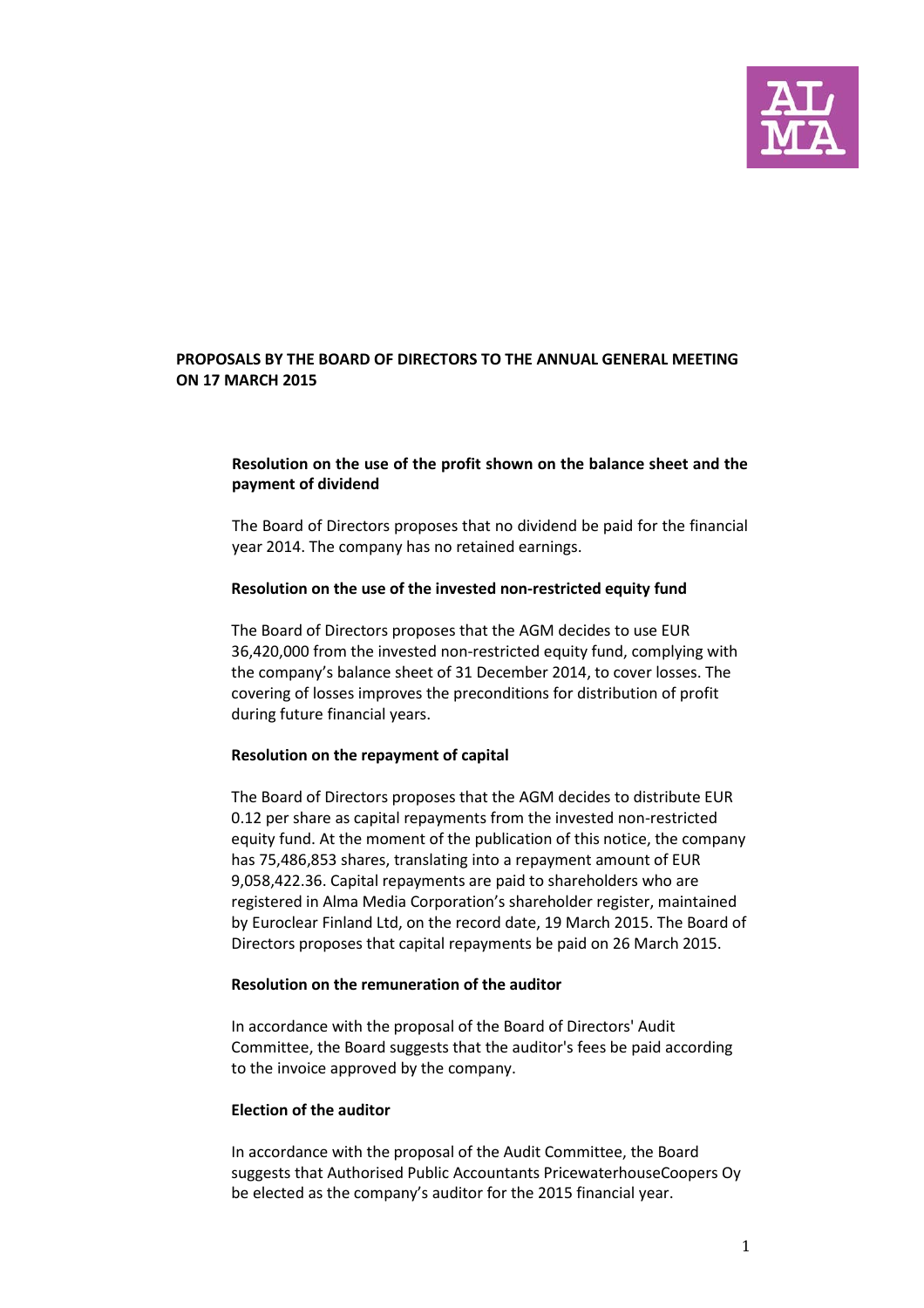**PROPOSALS BY THE BOARD OF DIRECTORS TO THE ANNUAL GENERAL MEETING ON 17 MARCH 2015**

**Resolution on the use of the profit shown on the balance sheet and the payment of dividend**

The Board of Directors proposes that no dividend be paid for the financial year 2014. The company has no retained earnings.

**Resolution on the use of the invested non-restricted equity fund**

The Board of Directors proposes that the AGM decides to use EUR 36,420,000 from the invested non-restricted equity fund, complying with the company's balance sheet of 31 December 2014, to cover losses. The covering of losses improves the preconditions for distribution of profit during future financial years.

**Resolution on the repayment of capital**

The Board of Directors proposes that the AGM decides to distribute EUR 0.12 per share as capital repayments from the invested non-restricted equity fund. At the moment of the publication of this notice, the company has 75,486,853 shares, translating into a repayment amount of EUR 9,058,422.36. Capital repayments are paid to shareholders who are registered in Alma Media Corporation's shareholder register, maintained by Euroclear Finland Ltd, on the record date, 19 March 2015. The Board of Directors proposes that capital repayments be paid on 26 March 2015.

**Resolution on the remuneration of the auditor**

In accordance with the proposal of the Board of Directors' Audit Committee, the Board suggests that the auditor's fees be paid according to the invoice approved by the company.

**Election of the auditor**

In accordance with the proposal of the Audit Committee, the Board suggests that Authorised Public Accountants PricewaterhouseCoopers Oy be elected as the company's auditor for the 2015 financial year.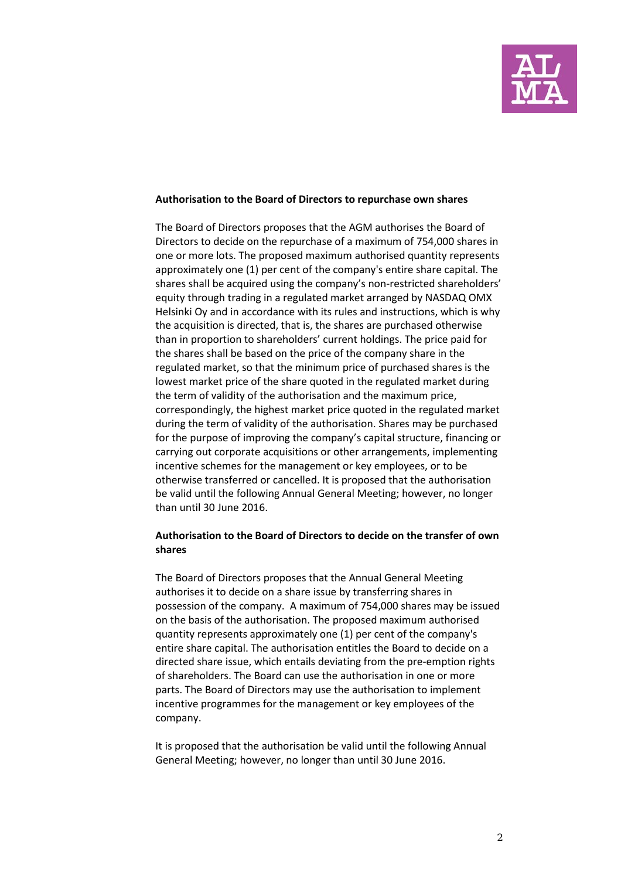**Authorisation to the Board of Directors to repurchase own shares**

The Board of Directors proposes that the AGM authorises the Board of Directors to decide on the repurchase of a maximum of 754,000 shares in one or more lots. The proposed maximum authorised quantity represents approximately one (1) per cent of the company's entire share capital. The shares shall be acquired using the company's non-restricted shareholders' equity through trading in a regulated market arranged by NASDAQ OMX Helsinki Oy and in accordance with its rules and instructions, which is why the acquisition is directed, that is, the shares are purchased otherwise than in proportion to shareholders' current holdings. The price paid for the shares shall be based on the price of the company share in the regulated market, so that the minimum price of purchased shares is the lowest market price of the share quoted in the regulated market during the term of validity of the authorisation and the maximum price, correspondingly, the highest market price quoted in the regulated market during the term of validity of the authorisation. Shares may be purchased for the purpose of improving the company's capital structure, financing or carrying out corporate acquisitions or other arrangements, implementing incentive schemes for the management or key employees, or to be otherwise transferred or cancelled. It is proposed that the authorisation be valid until the following Annual General Meeting; however, no longer than until 30 June 2016.

**Authorisation to the Board of Directors to decide on the transfer of own shares**

The Board of Directors proposes that the Annual General Meeting authorises it to decide on a share issue by transferring shares in possession of the company. A maximum of 754,000 shares may be issued on the basis of the authorisation. The proposed maximum authorised quantity represents approximately one (1) per cent of the company's entire share capital. The authorisation entitles the Board to decide on a directed share issue, which entails deviating from the pre-emption rights of shareholders. The Board can use the authorisation in one or more parts. The Board of Directors may use the authorisation to implement incentive programmes for the management or key employees of the company.

It is proposed that the authorisation be valid until the following Annual General Meeting; however, no longer than until 30 June 2016.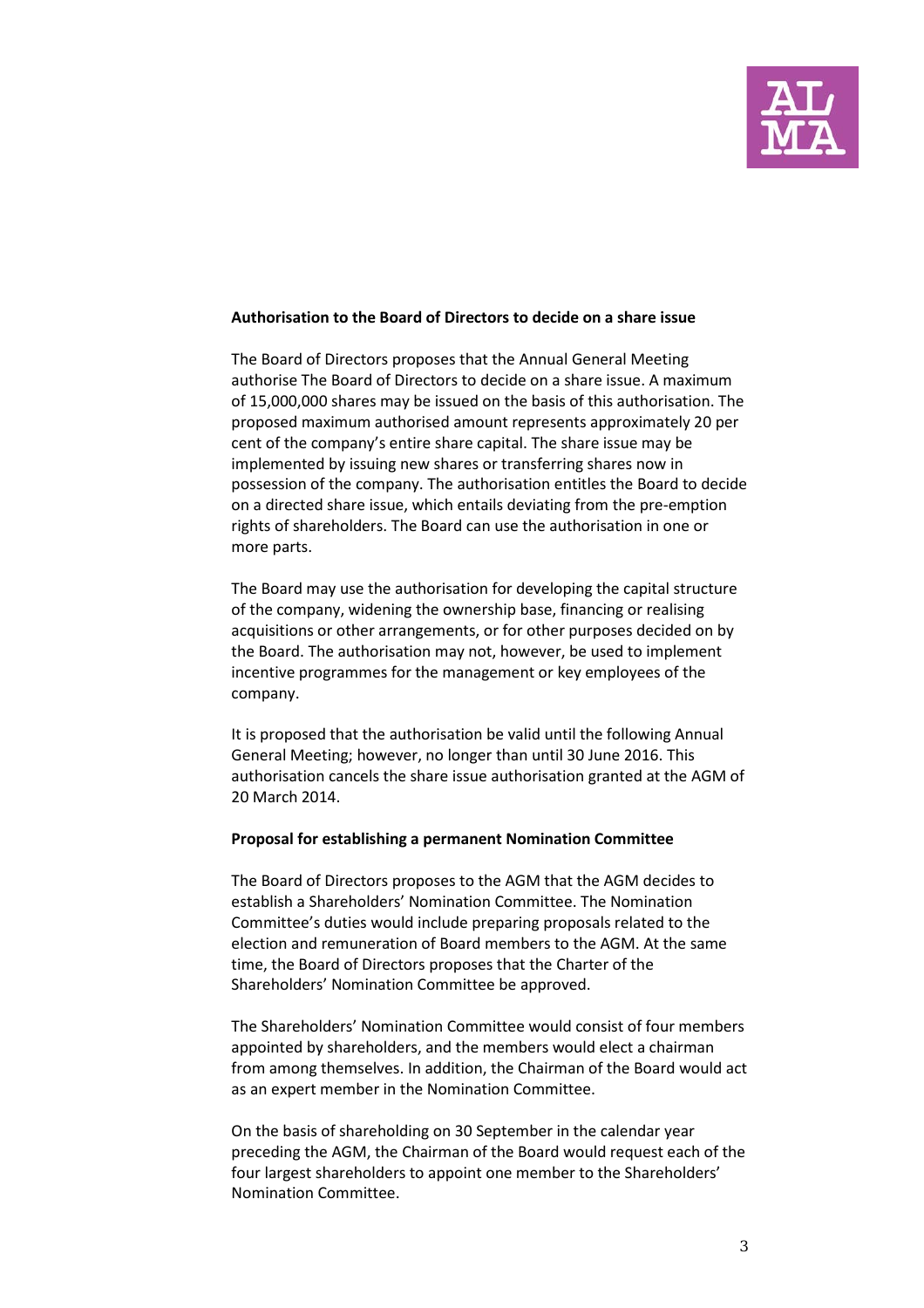**Authorisation to the Board of Directors to decide on a share issue**

The Board of Directors proposes that the Annual General Meeting authorise The Board of Directors to decide on a share issue. A maximum of 15,000,000 shares may be issued on the basis of this authorisation. The proposed maximum authorised amount represents approximately 20 per cent of the company's entire share capital. The share issue may be implemented by issuing new shares or transferring shares now in possession of the company. The authorisation entitles the Board to decide on a directed share issue, which entails deviating from the pre-emption rights of shareholders. The Board can use the authorisation in one or more parts.

The Board may use the authorisation for developing the capital structure of the company, widening the ownership base, financing or realising acquisitions or other arrangements, or for other purposes decided on by the Board. The authorisation may not, however, be used to implement incentive programmes for the management or key employees of the company.

It is proposed that the authorisation be valid until the following Annual General Meeting; however, no longer than until 30 June 2016. This authorisation cancels the share issue authorisation granted at the AGM of 20 March 2014.

**Proposal for establishing a permanent Nomination Committee**

The Board of Directors proposes to the AGM that the AGM decides to establish a Shareholders' Nomination Committee. The Nomination Committee's duties would include preparing proposals related to the election and remuneration of Board members to the AGM. At the same time, the Board of Directors proposes that the Charter of the Shareholders' Nomination Committee be approved.

The Shareholders' Nomination Committee would consist of four members appointed by shareholders, and the members would elect a chairman from among themselves. In addition, the Chairman of the Board would act as an expert member in the Nomination Committee.

On the basis of shareholding on 30 September in the calendar year preceding the AGM, the Chairman of the Board would request each of the four largest shareholders to appoint one member to the Shareholders' Nomination Committee.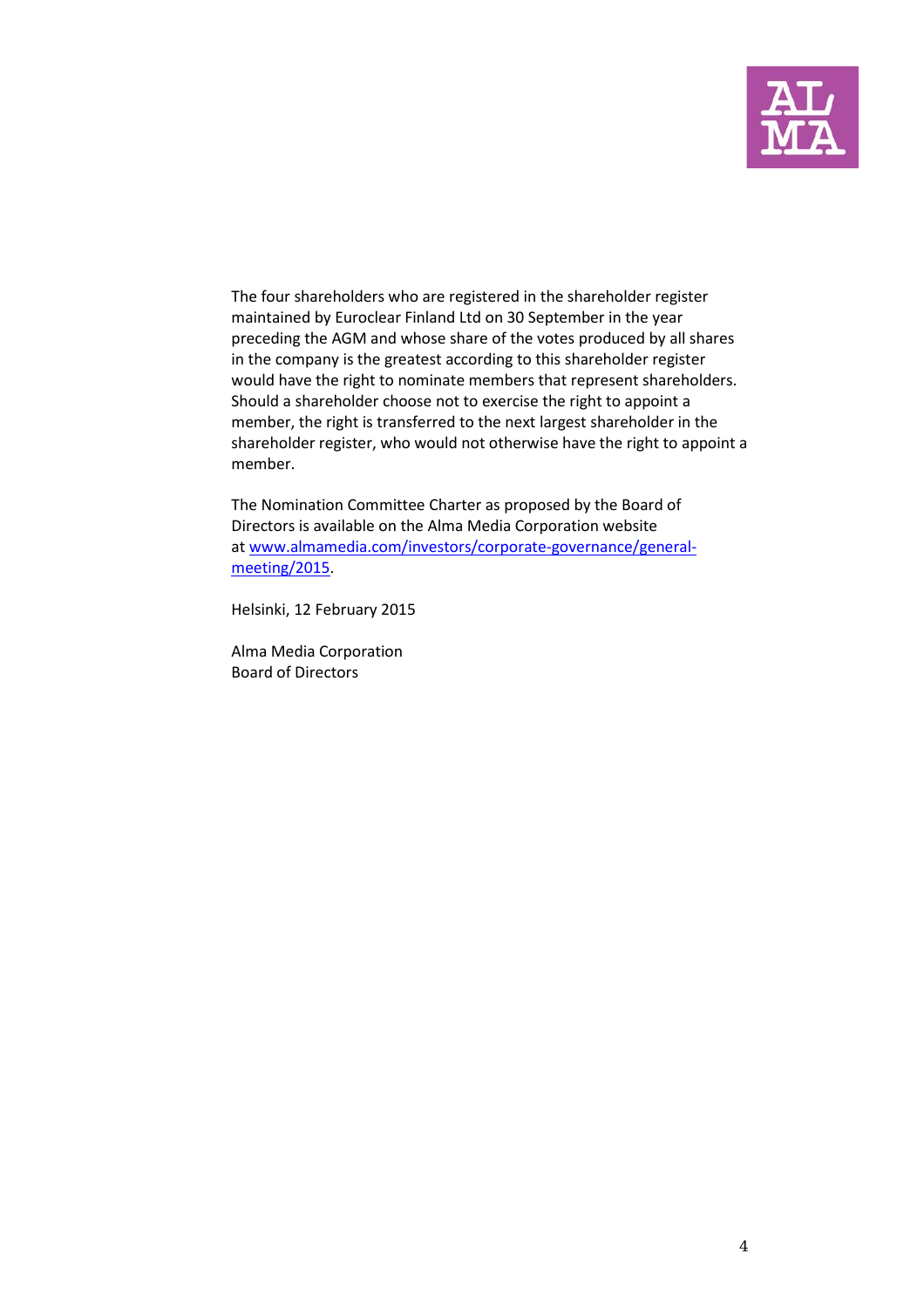The four shareholders who are registered in the shareholder register maintained by Euroclear Finland Ltd on 30 September in the year preceding the AGM and whose share of the votes produced by all shares in the company is the greatest according to this shareholder register would have the right to nominate members that represent shareholders. Should a shareholder choose not to exercise the right to appoint a member, the right is transferred to the next largest shareholder in the shareholder register, who would not otherwise have the right to appoint a member.

The Nomination Committee Charter as proposed by the Board of Directors is available on the Alma Media Corporation website at [www.almamedia.com/investors/corporate-governance/general-meeting/2015](www.almamedia.com/investors/corporate-governance/general-meeting/2015).

Helsinki, 12 February 2015

Alma Media Corporation
Board of Directors